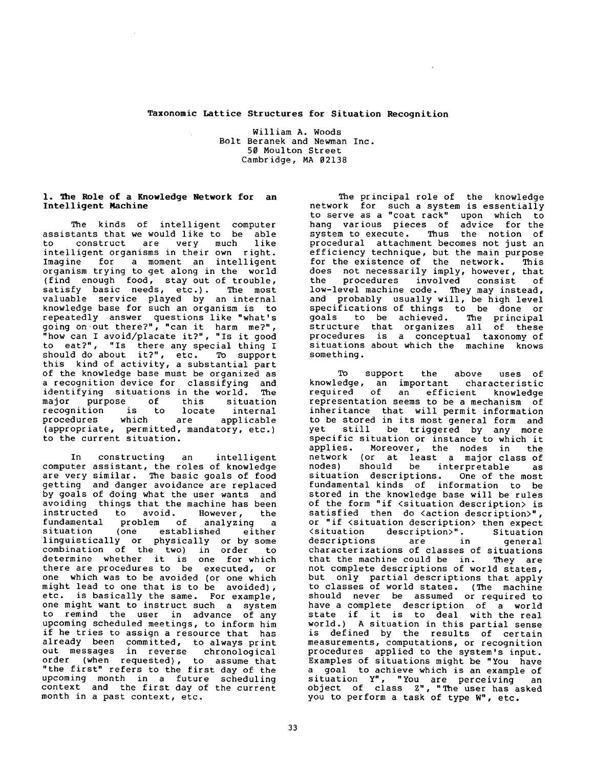# Taxonomic Lattice Structures for Situation Recognition

William A. Woods
Bolt Beranek and Newman Inc.
50 Moulton Street
Cambridge, MA 02138

## 1. The Role of a Knowledge Network for an Intelligent Machine

The kinds of intelligent computer assistants that we would like to be able to construct are very much like intelligent organisms in their own right. Imagine for a moment an intelligent organism trying to get along in the world (find enough food, stay out of trouble, satisfy basic needs, etc.). The most valuable service played by an internal knowledge base for such an organism is to repeatedly answer questions like "what's going on out there?", "can it harm me?", "how can I avoid/placate it?", "Is it good to eat?", "Is there any special thing I should do about it?", etc. To support this kind of activity, a substantial part of the knowledge base must be organized as a recognition device for classifying and identifying situations in the world. The major purpose of this situation recognition is to locate internal procedures which are applicable (appropriate, permitted, mandatory, etc.) to the current situation.

In constructing an intelligent computer assistant, the roles of knowledge are very similar. The basic goals of food getting and danger avoidance are replaced by goals of doing what the user wants and avoiding things that the machine has been instructed to avoid. However, the fundamental problem of analyzing a situation (one established either linguistically or physically or by some combination of the two) in order to determine whether it is one for which there are procedures to be executed, or one which was to be avoided (or one which might lead to one that is to be avoided), etc. is basically the same. For example, one might want to instruct such a system to remind the user in advance of any upcoming scheduled meetings, to inform him if he tries to assign a resource that has already been committed, to always print out messages in reverse chronological order (when requested), to assume that "the first" refers to the first day of the upcoming month in a future scheduling context and the first day of the current month in a past context, etc.

The principal role of the knowledge network for such a system is essentially to serve as a "coat rack" upon which to hang various pieces of advice for the system to execute. Thus the notion of procedural attachment becomes not just an efficiency technique, but the main purpose for the existence of the network. This does not necessarily imply, however, that the procedures involved consist of low-level machine code. They may instead, and probably usually will, be high level specifications of things to be done or goals to be achieved. The principal structure that organizes all of these procedures is a conceptual taxonomy of situations about which the machine knows something.

To support the above uses of knowledge, an important characteristic required of an efficient knowledge representation seems to be a mechanism of inheritance that will permit information to be stored in its most general form and yet still be triggered by any more specific situation or instance to which it applies. Moreover, the nodes in the network (or at least a major class of nodes) should be interpretable as situation descriptions. One of the most fundamental kinds of information to be stored in the knowledge base will be rules of the form "if <situation description> is satisfied then do <action description>", or "if <situation description> then expect <situation description>". Situation descriptions are in general characterizations of classes of situations that the machine could be in. They are not complete descriptions of world states, but only partial descriptions that apply to classes of world states. (The machine should never be assumed or required to have a complete description of a world state if it is to deal with the real world.) A situation in this partial sense is defined by the results of certain measurements, computations, or recognition procedures applied to the system's input. Examples of situations might be "You have a goal to achieve which is an example of situation Y", "You are perceiving an object of class Z", "The user has asked you to perform a task of type W", etc.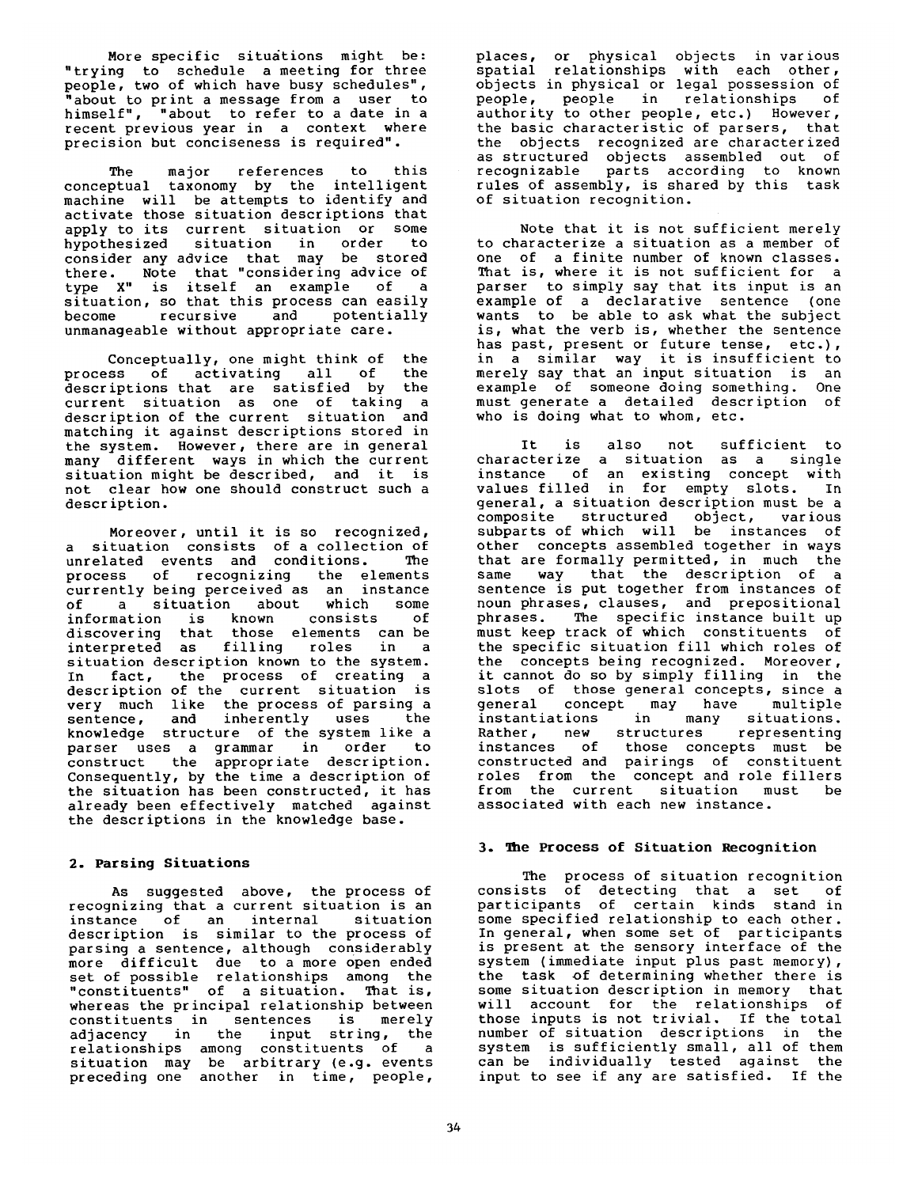More specific situations might be: "trying to schedule a meeting for three people, two of which have busy schedules", "about to print a message from a user to himself", "about to refer to a date in a recent previous year in a context where precision but conciseness is required".

The major references to this conceptual taxonomy by the intelligent machine will be attempts to identify and activate those situation descriptions that apply to its current situation or some hypothesized situation in order to consider any advice that may be stored there. Note that "considering advice of type X" is itself an example of a situation, so that this process can easily become recursive and potentially unmanageable without appropriate care.

Conceptually, one might think of the process of activating all of the descriptions that are satisfied by the current situation as one of taking a description of the current situation and matching it against descriptions stored in the system. However, there are in general many different ways in which the current situation might be described, and it is not clear how one should construct such a description.

Moreover, until it is so recognized, a situation consists of a collection of unrelated events and conditions. The process of recognizing the elements currently being perceived as an instance of a situation about which some information is known consists of discovering that those elements can be interpreted as filling roles in a situation description known to the system. In fact, the process of creating a description of the current situation is very much like the process of parsing a sentence, and inherently uses the knowledge structure of the system like a parser uses a grammar in order to construct the appropriate description. Consequently, by the time a description of the situation has been constructed, it has already been effectively matched against the descriptions in the knowledge base.

## 2. Parsing Situations

As suggested above, the process of recognizing that a current situation is an instance of an internal situation description is similar to the process of parsing a sentence, although considerably more difficult due to a more open ended set of possible relationships among the "constituents" of a situation. That is, whereas the principal relationship between constituents in sentences is merely adjacency in the input string, the relationships among constituents of a situation may be arbitrary (e.g. events preceding one another in time, people, places, or physical objects in various spatial relationships with each other, objects in physical or legal possession of people, people in relationships of authority to other people, etc.) However, the basic characteristic of parsers, that the objects recognized are characterized as structured objects assembled out of recognizable parts according to known rules of assembly, is shared by this task of situation recognition.

Note that it is not sufficient merely to characterize a situation as a member of one of a finite number of known classes. That is, where it is not sufficient for a parser to simply say that its input is an example of a declarative sentence (one wants to be able to ask what the subject is, what the verb is, whether the sentence has past, present or future tense, etc.), in a similar way it is insufficient to merely say that an input situation is an example of someone doing something. One must generate a detailed description of who is doing what to whom, etc.

It is also not sufficient to characterize a situation as a single instance of an existing concept with values filled in for empty slots. In general, a situation description must be a composite structured object, various subparts of which will be instances of other concepts assembled together in ways that are formally permitted, in much the same way that the description of a sentence is put together from instances of noun phrases, clauses, and prepositional phrases. The specific instance built up must keep track of which constituents of the specific situation fill which roles of the concepts being recognized. Moreover, it cannot do so by simply filling in the slots of those general concepts, since a general concept may have multiple instantiations in many situations. Rather, new structures representing instances of those concepts must be constructed and pairings of constituent roles from the concept and role fillers from the current situation must be associated with each new instance.

## 3. The Process of Situation Recognition

The process of situation recognition consists of detecting that a set of participants of certain kinds stand in some specified relationship to each other. In general, when some set of participants is present at the sensory interface of the system (immediate input plus past memory), the task of determining whether there is some situation description in memory that will account for the relationships of those inputs is not trivial. If the total number of situation descriptions in the system is sufficiently small, all of them can be individually tested against the input to see if any are satisfied. If the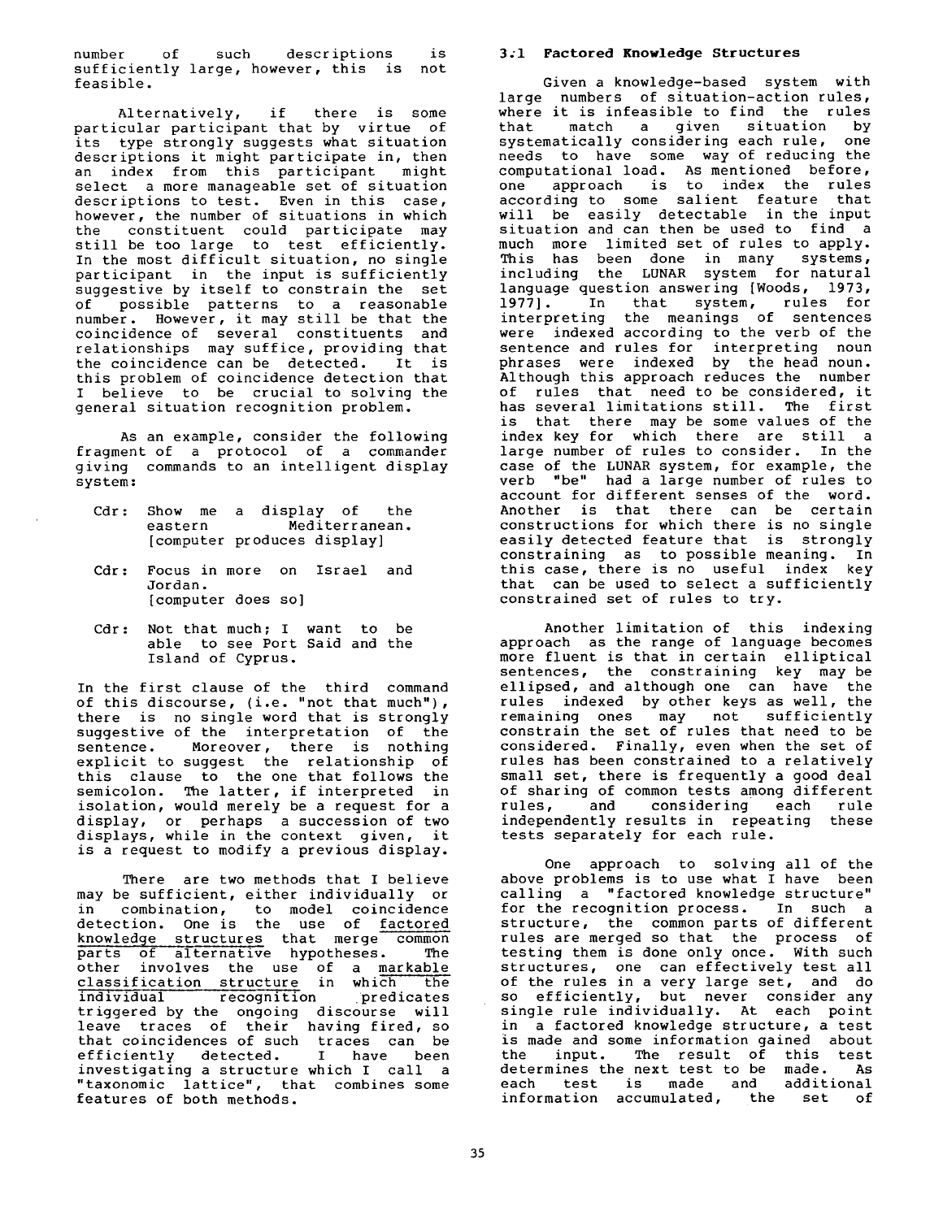number of such descriptions is sufficiently large, however, this is not feasible.

Alternatively, if there is some particular participant that by virtue of its type strongly suggests what situation descriptions it might participate in, then an index from this participant might select a more manageable set of situation descriptions to test. Even in this case, however, the number of situations in which the constituent could participate may still be too large to test efficiently. In the most difficult situation, no single participant in the input is sufficiently suggestive by itself to constrain the set of possible patterns to a reasonable number. However, it may still be that the coincidence of several constituents and relationships may suffice, providing that the coincidence can be detected. It is this problem of coincidence detection that I believe to be crucial to solving the general situation recognition problem.

As an example, consider the following fragment of a protocol of a commander giving commands to an intelligent display system:

Cdr: Show me a display of the eastern Mediterranean.
[computer produces display]

Cdr: Focus in more on Israel and Jordan.
[computer does so]

Cdr: Not that much; I want to be able to see Port Said and the Island of Cyprus.

In the first clause of the third command of this discourse, (i.e. "not that much"), there is no single word that is strongly suggestive of the interpretation of the sentence. Moreover, there is nothing explicit to suggest the relationship of this clause to the one that follows the semicolon. The latter, if interpreted in isolation, would merely be a request for a display, or perhaps a succession of two displays, while in the context given, it is a request to modify a previous display.

There are two methods that I believe may be sufficient, either individually or in combination, to model coincidence detection. One is the use of factored knowledge structures that merge common parts of alternative hypotheses. The other involves the use of a markable classification structure in which the individual recognition predicates triggered by the ongoing discourse will leave traces of their having fired, so that coincidences of such traces can be efficiently detected. I have been investigating a structure which I call a "taxonomic lattice", that combines some features of both methods.

### 3.1 Factored Knowledge Structures

Given a knowledge-based system with large numbers of situation-action rules, where it is infeasible to find the rules that match a given situation by systematically considering each rule, one needs to have some way of reducing the computational load. As mentioned before, one approach is to index the rules according to some salient feature that will be easily detectable in the input situation and can then be used to find a much more limited set of rules to apply. This has been done in many systems, including the LUNAR system for natural language question answering [Woods, 1973, 1977]. In that system, rules for interpreting the meanings of sentences were indexed according to the verb of the sentence and rules for interpreting noun phrases were indexed by the head noun. Although this approach reduces the number of rules that need to be considered, it has several limitations still. The first is that there may be some values of the index key for which there are still a large number of rules to consider. In the case of the LUNAR system, for example, the verb "be" had a large number of rules to account for different senses of the word. Another is that there can be certain constructions for which there is no single easily detected feature that is strongly constraining as to possible meaning. In this case, there is no useful index key that can be used to select a sufficiently constrained set of rules to try.

Another limitation of this indexing approach as the range of language becomes more fluent is that in certain elliptical sentences, the constraining key may be ellipsed, and although one can have the rules indexed by other keys as well, the remaining ones may not sufficiently constrain the set of rules that need to be considered. Finally, even when the set of rules has been constrained to a relatively small set, there is frequently a good deal of sharing of common tests among different rules, and considering each rule independently results in repeating these tests separately for each rule.

One approach to solving all of the above problems is to use what I have been calling a "factored knowledge structure" for the recognition process. In such a structure, the common parts of different rules are merged so that the process of testing them is done only once. With such structures, one can effectively test all of the rules in a very large set, and do so efficiently, but never consider any single rule individually. At each point in a factored knowledge structure, a test is made and some information gained about the input. The result of this test determines the next test to be made. As each test is made and additional information accumulated, the set of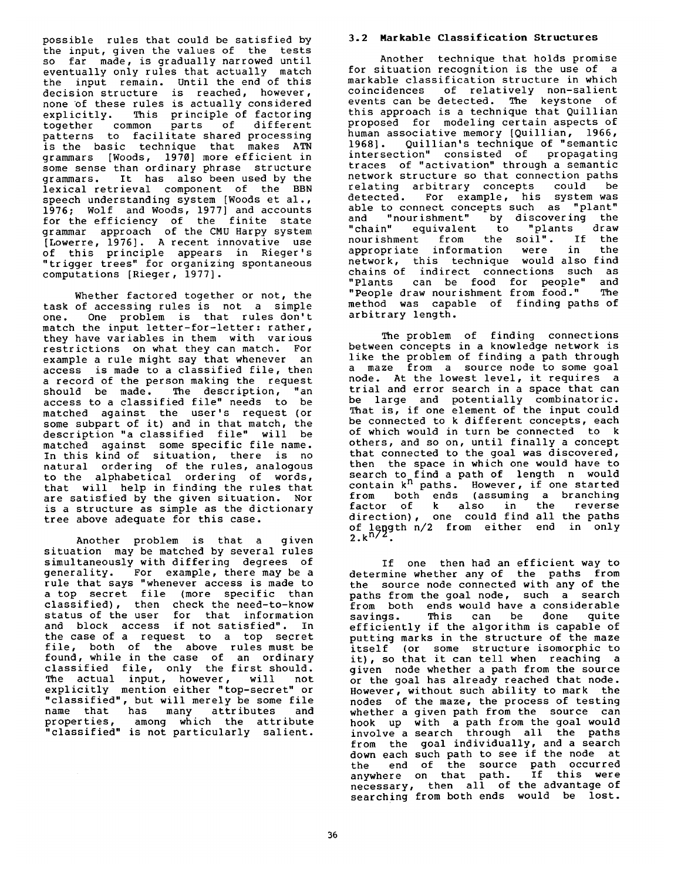possible rules that could be satisfied by the input, given the values of the tests so far made, is gradually narrowed until eventually only rules that actually match the input remain. Until the end of this decision structure is reached, however, none of these rules is actually considered explicitly. This principle of factoring together common parts of different patterns to facilitate shared processing is the basic technique that makes ATN grammars [Woods, 1970] more efficient in some sense than ordinary phrase structure grammars. It has also been used by the lexical retrieval component of the BBN speech understanding system [Woods et al., 1976; Wolf and Woods, 1977] and accounts for the efficiency of the finite state grammar approach of the CMU Harpy system [Lowerre, 1976]. A recent innovative use of this principle appears in Rieger's "trigger trees" for organizing spontaneous computations [Rieger, 1977].

Whether factored together or not, the task of accessing rules is not a simple one. One problem is that rules don't match the input letter-for-letter: rather, they have variables in them with various restrictions on what they can match. For example a rule might say that whenever an access is made to a classified file, then a record of the person making the request should be made. The description, "an access to a classified file" needs to be matched against the user's request (or some subpart of it) and in that match, the description "a classified file" will be matched against some specific file name. In this kind of situation, there is no natural ordering of the rules, analogous to the alphabetical ordering of words, that will help in finding the rules that are satisfied by the given situation. Nor is a structure as simple as the dictionary tree above adequate for this case.

Another problem is that a given situation may be matched by several rules simultaneously with differing degrees of generality. For example, there may be a rule that says "whenever access is made to a top secret file (more specific than classified), then check the need-to-know status of the user for that information and block access if not satisfied". In the case of a request to a top secret file, both of the above rules must be found, while in the case of an ordinary classified file, only the first should. The actual input, however, will not explicitly mention either "top-secret" or "classified", but will merely be some file name that has many attributes and properties, among which the attribute "classified" is not particularly salient.

### 3.2 Markable Classification Structures

Another technique that holds promise for situation recognition is the use of a markable classification structure in which coincidences of relatively non-salient events can be detected. The keystone of this approach is a technique that Quillian proposed for modeling certain aspects of human associative memory [Quillian, 1966, 1968]. Quillian's technique of "semantic intersection" consisted of propagating traces of "activation" through a semantic network structure so that connection paths relating arbitrary concepts could be detected. For example, his system was able to connect concepts such as "plant" and "nourishment" by discovering the "chain" equivalent to "plants draw nourishment from the soil". If the appropriate information were in the network, this technique would also find chains of indirect connections such as "Plants can be food for people" and "People draw nourishment from food." The method was capable of finding paths of arbitrary length.

The problem of finding connections between concepts in a knowledge network is like the problem of finding a path through a maze from a source node to some goal node. At the lowest level, it requires a trial and error search in a space that can be large and potentially combinatoric. That is, if one element of the input could be connected to k different concepts, each of which would in turn be connected to k others, and so on, until finally a concept that connected to the goal was discovered, then the space in which one would have to search to find a path of length n would contain $k^n$ paths. However, if one started from both ends (assuming a branching factor of k also in the reverse direction), one could find all the paths of length n/2 from either end in only $2.k^{n/2}$.

If one then had an efficient way to determine whether any of the paths from the source node connected with any of the paths from the goal node, such a search from both ends would have a considerable savings. This can be done quite efficiently if the algorithm is capable of putting marks in the structure of the maze itself (or some structure isomorphic to it), so that it can tell when reaching a given node whether a path from the source or the goal has already reached that node. However, without such ability to mark the nodes of the maze, the process of testing whether a given path from the source can hook up with a path from the goal would involve a search through all the paths from the goal individually, and a search down each such path to see if the node at the end of the source path occurred anywhere on that path. If this were necessary, then all of the advantage of searching from both ends would be lost.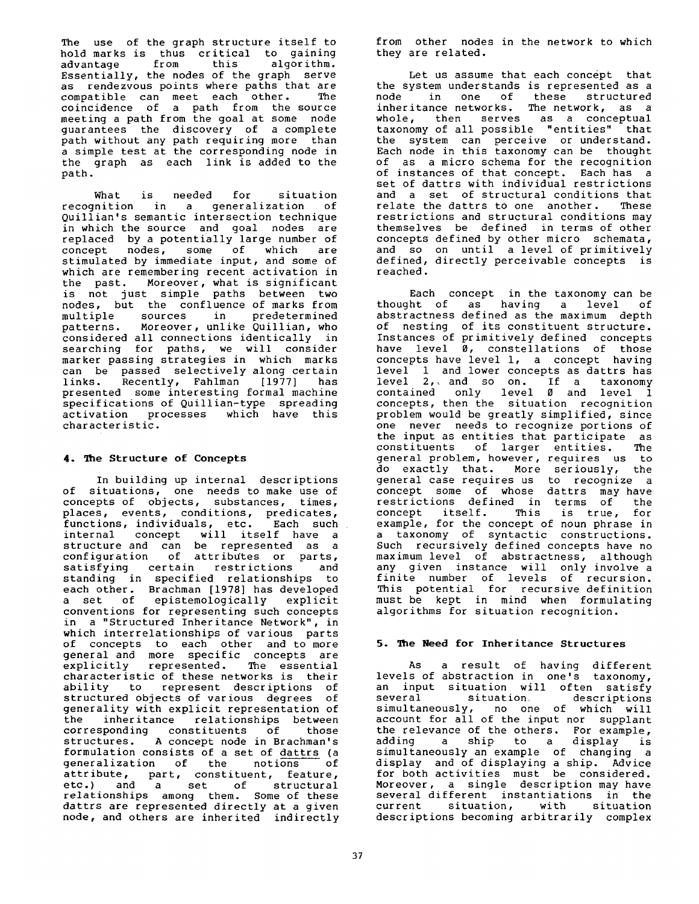The use of the graph structure itself to hold marks is thus critical to gaining advantage from this algorithm. Essentially, the nodes of the graph serve as rendezvous points where paths that are compatible can meet each other. The coincidence of a path from the source meeting a path from the goal at some node guarantees the discovery of a complete path without any path requiring more than a simple test at the corresponding node in the graph as each link is added to the path.

What is needed for situation recognition is a generalization of Quillian's semantic intersection technique in which the source and goal nodes are replaced by a potentially large number of concept nodes, some of which are stimulated by immediate input, and some of which are remembering recent activation in the past. Moreover, what is significant is not just simple paths between two nodes, but the confluence of marks from multiple sources in predetermined patterns. Moreover, unlike Quillian, who considered all connections identically in searching for paths, we will consider marker passing strategies in which marks can be passed selectively along certain links. Recently, Fahlman [1977] has presented some interesting formal machine specifications of Quillian-type spreading activation processes which have this characteristic.

## 4. The Structure of Concepts

In building up internal descriptions of situations, one needs to make use of concepts of objects, substances, times, places, events, conditions, predicates, functions, individuals, etc. Each such internal concept will itself have a structure and can be represented as a configuration of attributes or parts, satisfying certain restrictions and standing in specified relationships to each other. Brachman [1978] has developed a set of epistemologically explicit conventions for representing such concepts in a "Structured Inheritance Network", in which interrelationships of various parts of concepts to each other and to more general and more specific concepts are explicitly represented. The essential characteristic of these networks is their ability to represent descriptions of structured objects of various degrees of generality with explicit representation of the inheritance relationships between corresponding constituents of those structures. A concept node in Brachman's formulation consists of a set of <u>dattrs</u> (a generalization of the <u>notions</u> of attribute, part, constituent, feature, etc.) and a set of structural relationships among them. Some of these dattrs are represented directly at a given node, and others are inherited indirectly from other nodes in the network to which they are related.

Let us assume that each concept that the system understands is represented as a node in one of these structured inheritance networks. The network, as a whole, then serves as a conceptual taxonomy of all possible "entities" that the system can perceive or understand. Each node in this taxonomy can be thought of as a micro schema for the recognition of instances of that concept. Each has a set of dattrs with individual restrictions and a set of structural conditions that relate the dattrs to one another. These restrictions and structural conditions may themselves be defined in terms of other concepts defined by other micro schemata, and so on until a level of primitively defined, directly perceivable concepts is reached.

Each concept in the taxonomy can be thought of as having a level of abstractness defined as the maximum depth of nesting of its constituent structure. Instances of primitively defined concepts have level 0, constellations of those concepts have level 1, a concept having level 1 and lower concepts as dattrs has level 2, and so on. If a taxonomy contained only level 0 and level 1 concepts, then the situation recognition problem would be greatly simplified, since one never needs to recognize portions of the input as entities that participate as constituents of larger entities. The general problem, however, requires us to do exactly that. More seriously, the general case requires us to recognize a concept some of whose dattrs may have restrictions defined in terms of the concept itself. This is true, for example, for the concept of noun phrase in a taxonomy of syntactic constructions. Such recursively defined concepts have no maximum level of abstractness, although any given instance will only involve a finite number of levels of recursion. This potential for recursive definition must be kept in mind when formulating algorithms for situation recognition.

## 5. The Need for Inheritance Structures

As a result of having different levels of abstraction in one's taxonomy, an input situation will often satisfy several situation descriptions simultaneously, no one of which will account for all of the input nor supplant the relevance of the others. For example, adding a ship to a display is simultaneously an example of changing a display and of displaying a ship. Advice for both activities must be considered. Moreover, a single description may have several different instantiations in the current situation, with situation descriptions becoming arbitrarily complex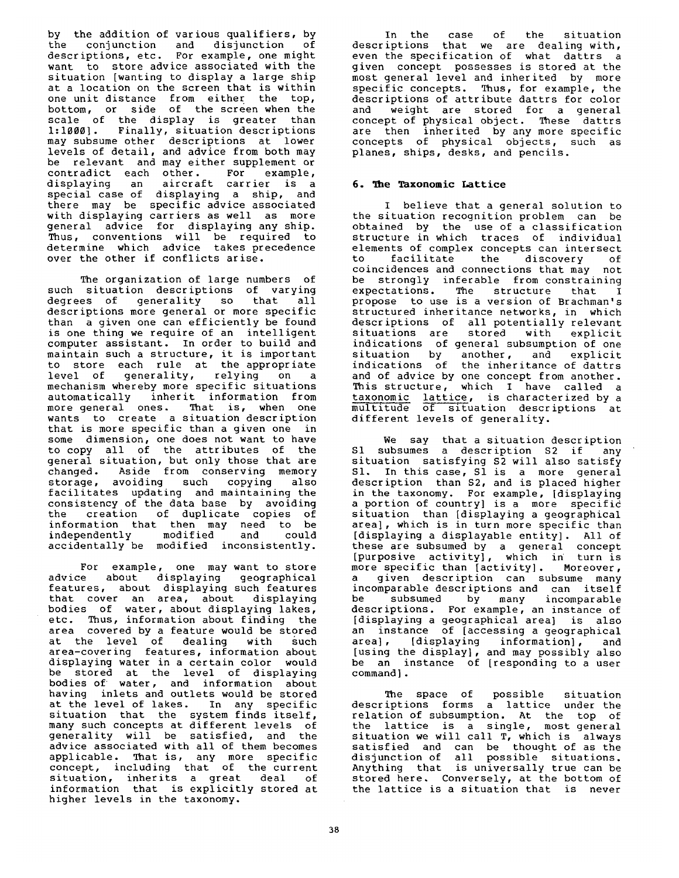by the addition of various qualifiers, by the conjunction and disjunction of descriptions, etc. For example, one might want to store advice associated with the situation [wanting to display a large ship at a location on the screen that is within one unit distance from either the top, bottom, or side of the screen when the scale of the display is greater than 1:1000]. Finally, situation descriptions may subsume other descriptions at lower levels of detail, and advice from both may be relevant and may either supplement or contradict each other. For example, displaying an aircraft carrier is a special case of displaying a ship, and there may be specific advice associated with displaying carriers as well as more general advice for displaying any ship. Thus, conventions will be required to determine which advice takes precedence over the other if conflicts arise.

The organization of large numbers of such situation descriptions of varying degrees of generality so that all descriptions more general or more specific than a given one can efficiently be found is one thing we require of an intelligent computer assistant. In order to build and maintain such a structure, it is important to store each rule at the appropriate level of generality, relying on a mechanism whereby more specific situations automatically inherit information from more general ones. That is, when one wants to create a situation description that is more specific than a given one in some dimension, one does not want to have to copy all of the attributes of the general situation, but only those that are changed. Aside from conserving memory storage, avoiding such copying also facilitates updating and maintaining the consistency of the data base by avoiding the creation of duplicate copies of information that then may need to be independently modified and could accidentally be modified inconsistently.

For example, one may want to store advice about displaying geographical features, about displaying such features that cover an area, about displaying bodies of water, about displaying lakes, etc. Thus, information about finding the area covered by a feature would be stored at the level of dealing with such area-covering features, information about displaying water in a certain color would be stored at the level of displaying bodies of water, and information about having inlets and outlets would be stored at the level of lakes. In any specific situation that the system finds itself, many such concepts at different levels of generality will be satisfied, and the advice associated with all of them becomes applicable. That is, any more specific concept, including that of the current situation, inherits a great deal of information that is explicitly stored at higher levels in the taxonomy.

In the case of the situation descriptions that we are dealing with, even the specification of what dattrs a given concept possesses is stored at the most general level and inherited by more specific concepts. Thus, for example, the descriptions of attribute dattrs for color and weight are stored for a general concept of physical object. These dattrs are then inherited by any more specific concepts of physical objects, such as planes, ships, desks, and pencils.

## 6. The Taxonomic Lattice

I believe that a general solution to the situation recognition problem can be obtained by the use of a classification structure in which traces of individual elements of complex concepts can intersect to facilitate the discovery of coincidences and connections that may not be strongly inferable from constraining expectations. The structure that I propose to use is a version of Brachman's structured inheritance networks, in which descriptions of all potentially relevant situations are stored with explicit indications of general subsumption of one situation by another, and explicit indications of the inheritance of dattrs and of advice by one concept from another. This structure, which I have called a taxonomic lattice, is characterized by a multitude of situation descriptions at different levels of generality.

We say that a situation description S1 subsumes a description S2 if any situation satisfying S2 will also satisfy S1. In this case, S1 is a more general description than S2, and is placed higher in the taxonomy. For example, [displaying a portion of country] is a more specific situation than [displaying a geographical area], which is in turn more specific than [displaying a displayable entity]. All of these are subsumed by a general concept [purposive activity], which in turn is more specific than [activity]. Moreover, a given description can subsume many incomparable descriptions and can itself be subsumed by many incomparable descriptions. For example, an instance of [displaying a geographical area] is also an instance of [accessing a geographical area], [displaying information], and [using the display], and may possibly also be an instance of [responding to a user command].

The space of possible situation descriptions forms a lattice under the relation of subsumption. At the top of the lattice is a single, most general situation we will call T, which is always satisfied and can be thought of as the disjunction of all possible situations. Anything that is universally true can be stored here. Conversely, at the bottom of the lattice is a situation that is never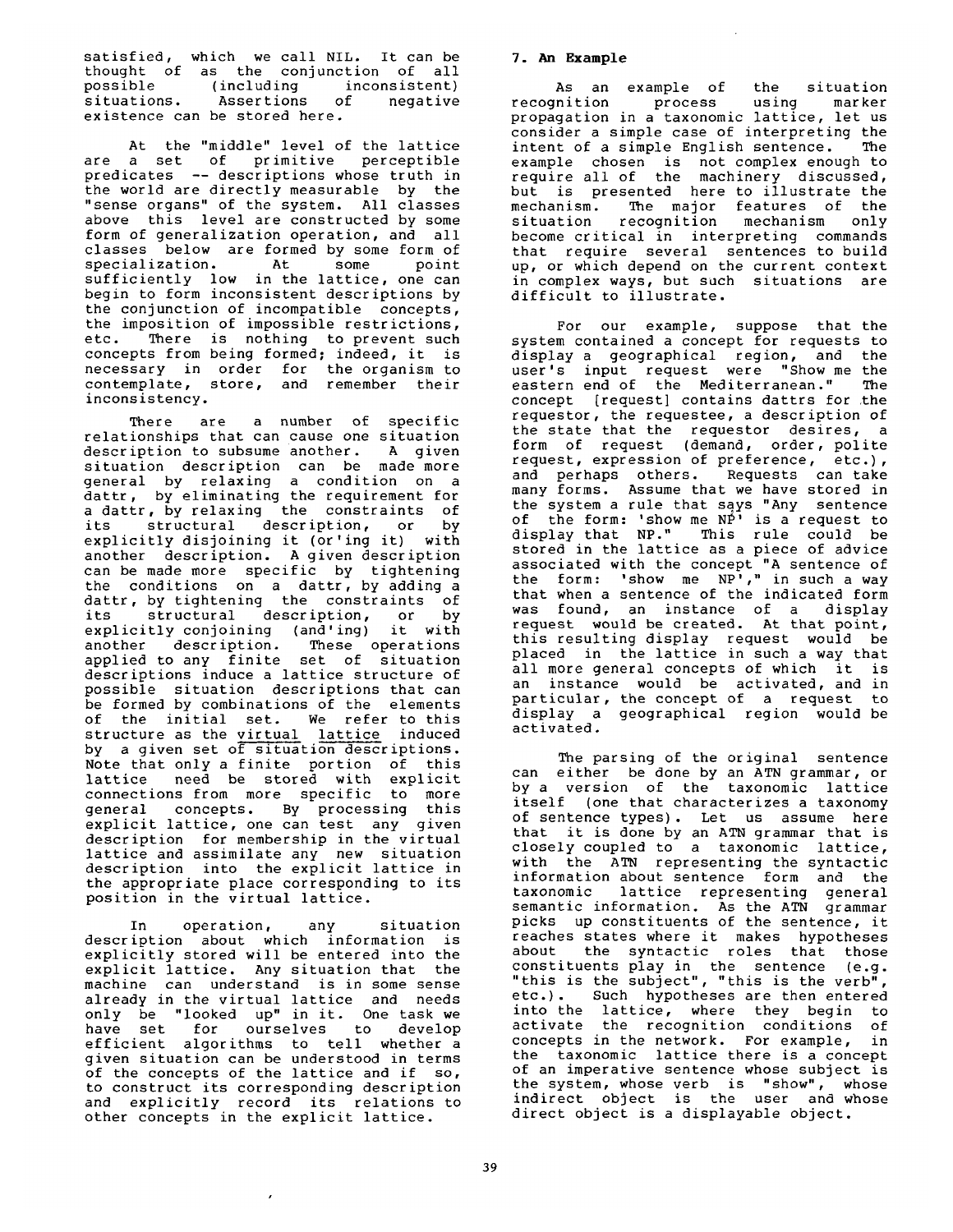satisfied, which we call NIL. It can be thought of as the conjunction of all possible (including inconsistent) situations. Assertions of negative existence can be stored here.

At the "middle" level of the lattice are a set of primitive perceptible predicates -- descriptions whose truth in the world are directly measurable by the "sense organs" of the system. All classes above this level are constructed by some form of generalization operation, and all classes below are formed by some form of specialization. At some point sufficiently low in the lattice, one can begin to form inconsistent descriptions by the conjunction of incompatible concepts, the imposition of impossible restrictions, etc. There is nothing to prevent such concepts from being formed; indeed, it is necessary in order for the organism to contemplate, store, and remember their inconsistency.

There are a number of specific relationships that can cause one situation description to subsume another. A given situation description can be made more general by relaxing a condition on a dattr, by eliminating the requirement for a dattr, by relaxing the constraints of its structural description, or by explicitly disjoining it (or'ing it) with another description. A given description can be made more specific by tightening the conditions on a dattr, by adding a dattr, by tightening the constraints of its structural description, or by explicitly conjoining (and'ing) it with another description. These operations applied to any finite set of situation descriptions induce a lattice structure of possible situation descriptions that can be formed by combinations of the elements of the initial set. We refer to this structure as the <u>virtual lattice</u> induced by a given set of situation descriptions. Note that only a finite portion of this lattice need be stored with explicit connections from more specific to more general concepts. By processing this explicit lattice, one can test any given description for membership in the virtual lattice and assimilate any new situation description into the explicit lattice in the appropriate place corresponding to its position in the virtual lattice.

In operation, any situation description about which information is explicitly stored will be entered into the explicit lattice. Any situation that the machine can understand is in some sense already in the virtual lattice and needs only be "looked up" in it. One task we have set for ourselves to develop efficient algorithms to tell whether a given situation can be understood in terms of the concepts of the lattice and if so, to construct its corresponding description and explicitly record its relations to other concepts in the explicit lattice.

## 7. An Example

As an example of the situation recognition process using marker propagation in a taxonomic lattice, let us consider a simple case of interpreting the intent of a simple English sentence. The example chosen is not complex enough to require all of the machinery discussed, but is presented here to illustrate the mechanism. The major features of the situation recognition mechanism only become critical in interpreting commands that require several sentences to build up, or which depend on the current context in complex ways, but such situations are difficult to illustrate.

For our example, suppose that the system contained a concept for requests to display a geographical region, and the user's input request were "Show me the eastern end of the Mediterranean." The concept [request] contains dattrs for the requestor, the requestee, a description of the state that the requestor desires, a form of request (demand, order, polite request, expression of preference, etc.), and perhaps others. Requests can take many forms. Assume that we have stored in the system a rule that says "Any sentence of the form: 'show me NP' is a request to display that NP." This rule could be stored in the lattice as a piece of advice associated with the concept "A sentence of the form: 'show me NP'," in such a way that when a sentence of the indicated form was found, an instance of a display request would be created. At that point, this resulting display request would be placed in the lattice in such a way that all more general concepts of which it is an instance would be activated, and in particular, the concept of a request to display a geographical region would be activated.

The parsing of the original sentence can either be done by an ATN grammar, or by a version of the taxonomic lattice itself (one that characterizes a taxonomy of sentence types). Let us assume here that it is done by an ATN grammar that is closely coupled to a taxonomic lattice, with the ATN representing the syntactic information about sentence form and the taxonomic lattice representing general semantic information. As the ATN grammar picks up constituents of the sentence, it reaches states where it makes hypotheses about the syntactic roles that those constituents play in the sentence (e.g. "this is the subject", "this is the verb", etc.). Such hypotheses are then entered into the lattice, where they begin to activate the recognition conditions of concepts in the network. For example, in the taxonomic lattice there is a concept of an imperative sentence whose subject is the system, whose verb is "show", whose indirect object is the user and whose direct object is a displayable object.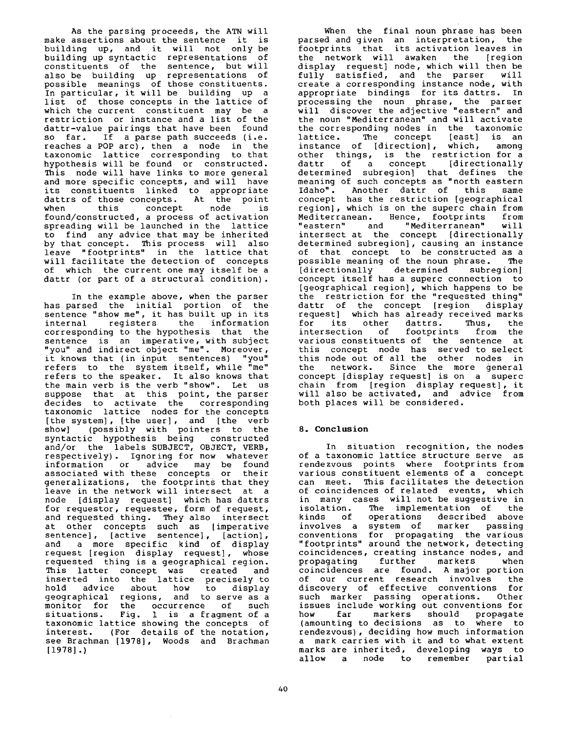As the parsing proceeds, the ATN will make assertions about the sentence it is building up, and it will not only be building up syntactic representations of constituents of the sentence, but will also be building up representations of possible meanings of those constituents. In particular, it will be building up a list of those concepts in the lattice of which the current constituent may be a restriction or instance and a list of the dattr-value pairings that have been found so far. If a parse path succeeds (i.e. reaches a POP arc), then a node in the taxonomic lattice corresponding to that hypothesis will be found or constructed. This node will have links to more general and more specific concepts, and will have its constituents linked to appropriate dattrs of those concepts. At the point when this concept node is found/constructed, a process of activation spreading will be launched in the lattice to find any advice that may be inherited by that concept. This process will also leave "footprints" in the lattice that will facilitate the detection of concepts of which the current one may itself be a dattr (or part of a structural condition).

In the example above, when the parser has parsed the initial portion of the sentence "show me", it has built up in its internal registers the information corresponding to the hypothesis that the sentence is an imperative, with subject "you" and indirect object "me". Moreover, it knows that (in input sentences) "you" refers to the system itself, while "me" refers to the speaker. It also knows that the main verb is the verb "show". Let us suppose that at this point, the parser decides to activate the corresponding taxonomic lattice nodes for the concepts [the system], [the user], and [the verb show] (possibly with pointers to the syntactic hypothesis being constructed and/or the labels SUBJECT, OBJECT, VERB, respectively). Ignoring for now whatever information or advice may be found associated with these concepts or their generalizations, the footprints that they leave in the network will intersect at a node [display request] which has dattrs for requestor, requestee, form of request, and requested thing. They also intersect at other concepts such as [imperative sentence], [active sentence], [action], and a more specific kind of display request [region display request], whose requested thing is a geographical region. This latter concept was created and inserted into the lattice precisely to hold advice about how to display geographical regions, and to serve as a monitor for the occurrence of such situations. Fig. 1 is a fragment of a taxonomic lattice showing the concepts of interest. (For details of the notation, see Brachman [1978], Woods and Brachman [1978].)

When the final noun phrase has been parsed and given an interpretation, the footprints that its activation leaves in the network will awaken the [region display request] node, which will then be fully satisfied, and the parser will create a corresponding instance node, with appropriate bindings for its dattrs. In processing the noun phrase, the parser will discover the adjective "eastern" and the noun "Mediterranean" and will activate the corresponding nodes in the taxonomic lattice. The concept [east] is an instance of [direction], which, among other things, is the restriction for a dattr of a concept [directionally determined subregion] that defines the meaning of such concepts as "north eastern Idaho". Another dattr of this same concept has the restriction [geographical region], which is on the superc chain from Mediterranean. Hence, footprints from "eastern" and "Mediterranean" will intersect at the concept [directionally determined subregion], causing an instance of that concept to be constructed as a possible meaning of the noun phrase. The [directionally determined subregion] concept itself has a superc connection to [geographical region], which happens to be the restriction for the "requested thing" dattr of the concept [region display request] which has already received marks for its other dattrs. Thus, the intersection of footprints from the various constituents of the sentence at this concept node has served to select this node out of all the other nodes in the network. Since the more general concept [display request] is on a superc chain from [region display request], it will also be activated, and advice from both places will be considered.

## 8. Conclusion

In situation recognition, the nodes of a taxonomic lattice structure serve as rendezvous points where footprints from various constituent elements of a concept can meet. This facilitates the detection of coincidences of related events, which in many cases will not be suggestive in isolation. The implementation of the kinds of operations described above involves a system of marker passing conventions for propagating the various "footprints" around the network, detecting coincidences, creating instance nodes, and propagating further markers when coincidences are found. A major portion of our current research involves the discovery of effective conventions for such marker passing operations. Other issues include working out conventions for how far markers should propagate (amounting to decisions as to where to rendezvous), deciding how much information a mark carries with it and to what extent marks are inherited, developing ways to allow a node to remember partial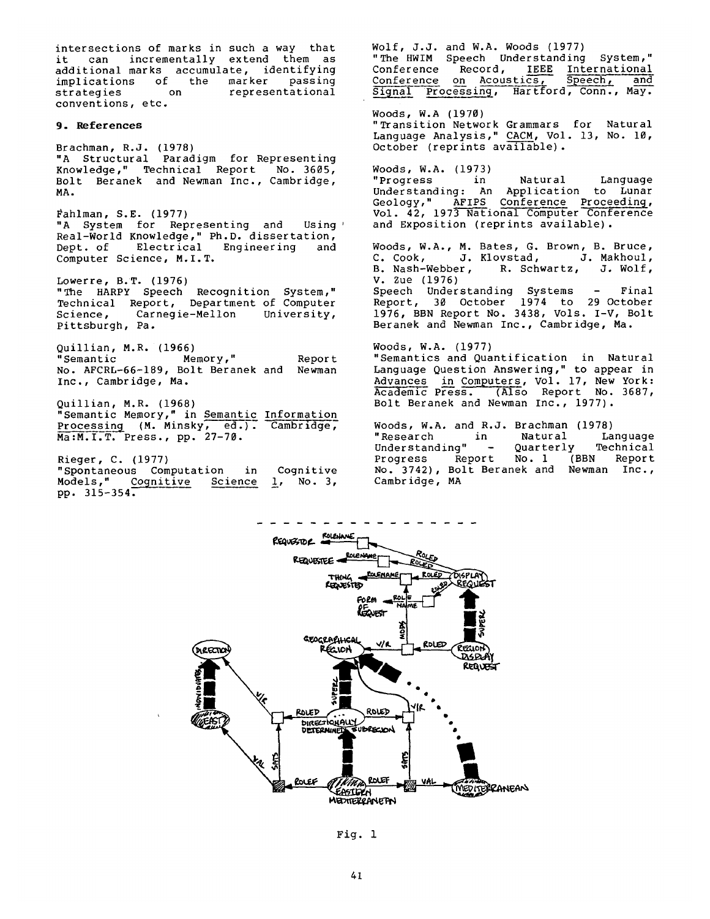intersections of marks in such a way that it can incrementally extend them as additional marks accumulate, identifying implications of the marker passing strategies on representational conventions, etc.

## 9. References

Brachman, R.J. (1978)
"A Structural Paradigm for Representing Knowledge," Technical Report No. 3605, Bolt Beranek and Newman Inc., Cambridge, MA.

Fahlman, S.E. (1977)
"A System for Representing and Using Real-World Knowledge," Ph.D. dissertation, Dept. of Electrical Engineering and Computer Science, M.I.T.

Lowerre, B.T. (1976)
"The HARPY Speech Recognition System," Technical Report, Department of Computer Science, Carnegie-Mellon University, Pittsburgh, Pa.

Quillian, M.R. (1966)
"Semantic Memory," Report No. AFCRL-66-189, Bolt Beranek and Newman Inc., Cambridge, Ma.

Quillian, M.R. (1968)
"Semantic Memory," in Semantic Information Processing (M. Minsky, ed.). Cambridge, Ma:M.I.T. Press., pp. 27-70.

Rieger, C. (1977)
"Spontaneous Computation in Cognitive Models," Cognitive Science 1, No. 3, pp. 315-354.

Wolf, J.J. and W.A. Woods (1977)
"The HWIM Speech Understanding System," Conference Record, IEEE International Conference on Acoustics, Speech, and Signal Processing, Hartford, Conn., May.

Woods, W.A (1970)
"Transition Network Grammars for Natural Language Analysis," CACM, Vol. 13, No. 10, October (reprints available).

Woods, W.A. (1973)
"Progress in Natural Language Understanding: An Application to Lunar Geology," AFIPS Conference Proceeding, Vol. 42, 1973 National Computer Conference and Exposition (reprints available).

Woods, W.A., M. Bates, G. Brown, B. Bruce, C. Cook, J. Klovstad, J. Makhoul, B. Nash-Webber, R. Schwartz, J. Wolf, V. Zue (1976)
Speech Understanding Systems - Final Report, 30 October 1974 to 29 October 1976, BBN Report No. 3438, Vols. I-V, Bolt Beranek and Newman Inc., Cambridge, Ma.

Woods, W.A. (1977)
"Semantics and Quantification in Natural Language Question Answering," to appear in Advances in Computers, Vol. 17, New York: Academic Press. (Also Report No. 3687, Bolt Beranek and Newman Inc., 1977).

Woods, W.A. and R.J. Brachman (1978)
"Research in Natural Language Understanding" - Quarterly Technical Progress Report No. 1 (BBN Report No. 3742), Bolt Beranek and Newman Inc., Cambridge, MA

Fig. 1